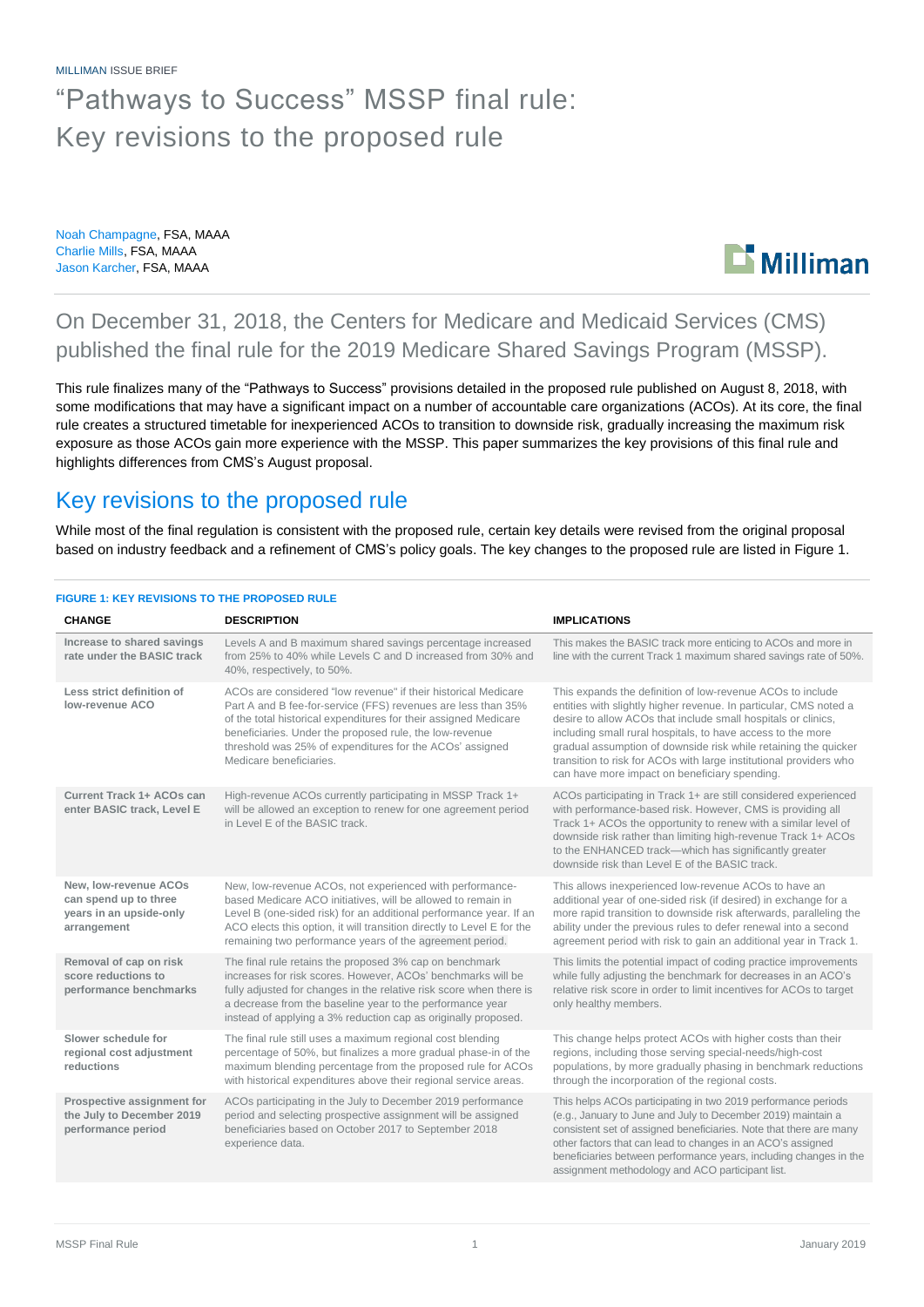MILLIMAN ISSUE BRIEF

# "Pathways to Success" MSSP final rule: Key revisions to the proposed rule

Noah Champagne, FSA, MAAA
Charlie Mills, FSA, MAAA
Jason Karcher, FSA, MAAA

On December 31, 2018, the Centers for Medicare and Medicaid Services (CMS) published the final rule for the 2019 Medicare Shared Savings Program (MSSP).

This rule finalizes many of the "Pathways to Success" provisions detailed in the proposed rule published on August 8, 2018, with some modifications that may have a significant impact on a number of accountable care organizations (ACOs). At its core, the final rule creates a structured timetable for inexperienced ACOs to transition to downside risk, gradually increasing the maximum risk exposure as those ACOs gain more experience with the MSSP. This paper summarizes the key provisions of this final rule and highlights differences from CMS's August proposal.

## Key revisions to the proposed rule

While most of the final regulation is consistent with the proposed rule, certain key details were revised from the original proposal based on industry feedback and a refinement of CMS's policy goals. The key changes to the proposed rule are listed in Figure 1.

**FIGURE 1: KEY REVISIONS TO THE PROPOSED RULE**

| CHANGE | DESCRIPTION | IMPLICATIONS |
|---|---|---|
| Increase to shared savings rate under the BASIC track | Levels A and B maximum shared savings percentage increased from 25% to 40% while Levels C and D increased from 30% and 40%, respectively, to 50%. | This makes the BASIC track more enticing to ACOs and more in line with the current Track 1 maximum shared savings rate of 50%. |
| Less strict definition of low-revenue ACO | ACOs are considered "low revenue" if their historical Medicare Part A and B fee-for-service (FFS) revenues are less than 35% of the total historical expenditures for their assigned Medicare beneficiaries. Under the proposed rule, the low-revenue threshold was 25% of expenditures for the ACOs' assigned Medicare beneficiaries. | This expands the definition of low-revenue ACOs to include entities with slightly higher revenue. In particular, CMS noted a desire to allow ACOs that include small hospitals or clinics, including small rural hospitals, to have access to the more gradual assumption of downside risk while retaining the quicker transition to risk for ACOs with large institutional providers who can have more impact on beneficiary spending. |
| Current Track 1+ ACOs can enter BASIC track, Level E | High-revenue ACOs currently participating in MSSP Track 1+ will be allowed an exception to renew for one agreement period in Level E of the BASIC track. | ACOs participating in Track 1+ are still considered experienced with performance-based risk. However, CMS is providing all Track 1+ ACOs the opportunity to renew with a similar level of downside risk rather than limiting high-revenue Track 1+ ACOs to the ENHANCED track—which has significantly greater downside risk than Level E of the BASIC track. |
| New, low-revenue ACOs can spend up to three years in an upside-only arrangement | New, low-revenue ACOs, not experienced with performance-based Medicare ACO initiatives, will be allowed to remain in Level B (one-sided risk) for an additional performance year. If an ACO elects this option, it will transition directly to Level E for the remaining two performance years of the agreement period. | This allows inexperienced low-revenue ACOs to have an additional year of one-sided risk (if desired) in exchange for a more rapid transition to downside risk afterwards, paralleling the ability under the previous rules to defer renewal into a second agreement period with risk to gain an additional year in Track 1. |
| Removal of cap on risk score reductions to performance benchmarks | The final rule retains the proposed 3% cap on benchmark increases for risk scores. However, ACOs' benchmarks will be fully adjusted for changes in the relative risk score when there is a decrease from the baseline year to the performance year instead of applying a 3% reduction cap as originally proposed. | This limits the potential impact of coding practice improvements while fully adjusting the benchmark for decreases in an ACO's relative risk score in order to limit incentives for ACOs to target only healthy members. |
| Slower schedule for regional cost adjustment reductions | The final rule still uses a maximum regional cost blending percentage of 50%, but finalizes a more gradual phase-in of the maximum blending percentage from the proposed rule for ACOs with historical expenditures above their regional service areas. | This change helps protect ACOs with higher costs than their regions, including those serving special-needs/high-cost populations, by more gradually phasing in benchmark reductions through the incorporation of the regional costs. |
| Prospective assignment for the July to December 2019 performance period | ACOs participating in the July to December 2019 performance period and selecting prospective assignment will be assigned beneficiaries based on October 2017 to September 2018 experience data. | This helps ACOs participating in two 2019 performance periods (e.g., January to June and July to December 2019) maintain a consistent set of assigned beneficiaries. Note that there are many other factors that can lead to changes in an ACO's assigned beneficiaries between performance years, including changes in the assignment methodology and ACO participant list. |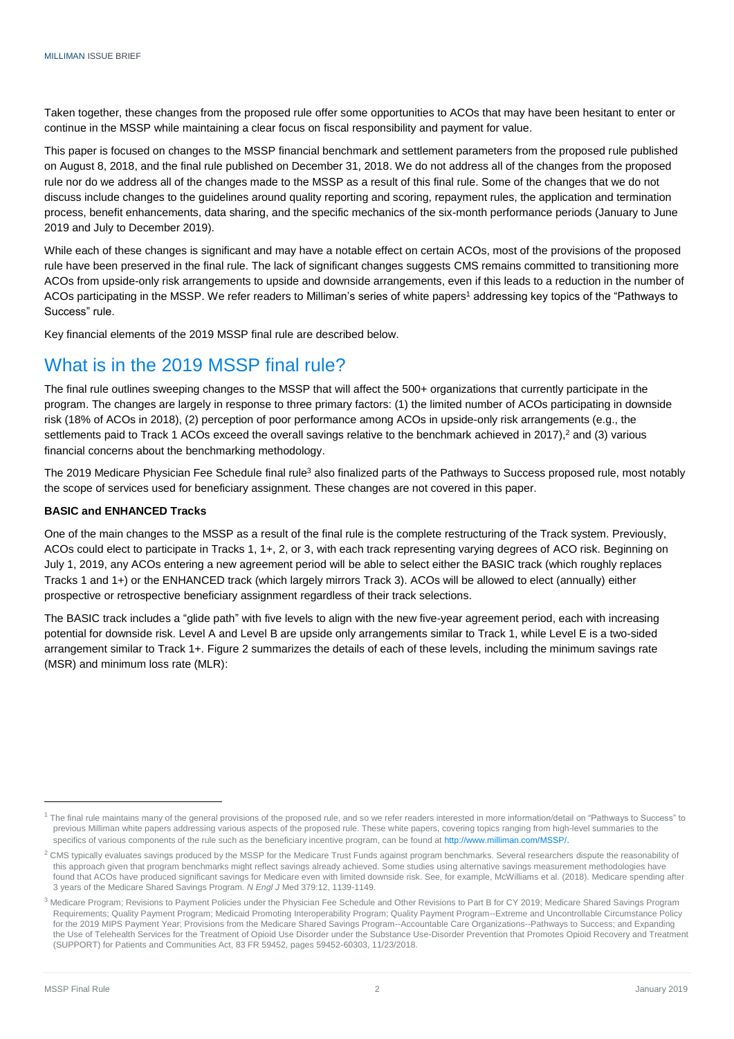Taken together, these changes from the proposed rule offer some opportunities to ACOs that may have been hesitant to enter or continue in the MSSP while maintaining a clear focus on fiscal responsibility and payment for value.

This paper is focused on changes to the MSSP financial benchmark and settlement parameters from the proposed rule published on August 8, 2018, and the final rule published on December 31, 2018. We do not address all of the changes from the proposed rule nor do we address all of the changes made to the MSSP as a result of this final rule. Some of the changes that we do not discuss include changes to the guidelines around quality reporting and scoring, repayment rules, the application and termination process, benefit enhancements, data sharing, and the specific mechanics of the six-month performance periods (January to June 2019 and July to December 2019).

While each of these changes is significant and may have a notable effect on certain ACOs, most of the provisions of the proposed rule have been preserved in the final rule. The lack of significant changes suggests CMS remains committed to transitioning more ACOs from upside-only risk arrangements to upside and downside arrangements, even if this leads to a reduction in the number of ACOs participating in the MSSP. We refer readers to Milliman's series of white papers[1] addressing key topics of the "Pathways to Success" rule.

Key financial elements of the 2019 MSSP final rule are described below.

## What is in the 2019 MSSP final rule?

The final rule outlines sweeping changes to the MSSP that will affect the 500+ organizations that currently participate in the program. The changes are largely in response to three primary factors: (1) the limited number of ACOs participating in downside risk (18% of ACOs in 2018), (2) perception of poor performance among ACOs in upside-only risk arrangements (e.g., the settlements paid to Track 1 ACOs exceed the overall savings relative to the benchmark achieved in 2017),[2] and (3) various financial concerns about the benchmarking methodology.

The 2019 Medicare Physician Fee Schedule final rule[3] also finalized parts of the Pathways to Success proposed rule, most notably the scope of services used for beneficiary assignment. These changes are not covered in this paper.

### BASIC and ENHANCED Tracks

One of the main changes to the MSSP as a result of the final rule is the complete restructuring of the Track system. Previously, ACOs could elect to participate in Tracks 1, 1+, 2, or 3, with each track representing varying degrees of ACO risk. Beginning on July 1, 2019, any ACOs entering a new agreement period will be able to select either the BASIC track (which roughly replaces Tracks 1 and 1+) or the ENHANCED track (which largely mirrors Track 3). ACOs will be allowed to elect (annually) either prospective or retrospective beneficiary assignment regardless of their track selections.

The BASIC track includes a "glide path" with five levels to align with the new five-year agreement period, each with increasing potential for downside risk. Level A and Level B are upside only arrangements similar to Track 1, while Level E is a two-sided arrangement similar to Track 1+. Figure 2 summarizes the details of each of these levels, including the minimum savings rate (MSR) and minimum loss rate (MLR):

---

[1] The final rule maintains many of the general provisions of the proposed rule, and so we refer readers interested in more information/detail on "Pathways to Success" to previous Milliman white papers addressing various aspects of the proposed rule. These white papers, covering topics ranging from high-level summaries to the specifics of various components of the rule such as the beneficiary incentive program, can be found at http://www.milliman.com/MSSP/.

[2] CMS typically evaluates savings produced by the MSSP for the Medicare Trust Funds against program benchmarks. Several researchers dispute the reasonability of this approach given that program benchmarks might reflect savings already achieved. Some studies using alternative savings measurement methodologies have found that ACOs have produced significant savings for Medicare even with limited downside risk. See, for example, McWilliams et al. (2018). Medicare spending after 3 years of the Medicare Shared Savings Program. *N Engl J* Med 379:12, 1139-1149.

[3] Medicare Program; Revisions to Payment Policies under the Physician Fee Schedule and Other Revisions to Part B for CY 2019; Medicare Shared Savings Program Requirements; Quality Payment Program; Medicaid Promoting Interoperability Program; Quality Payment Program--Extreme and Uncontrollable Circumstance Policy for the 2019 MIPS Payment Year; Provisions from the Medicare Shared Savings Program--Accountable Care Organizations--Pathways to Success; and Expanding the Use of Telehealth Services for the Treatment of Opioid Use Disorder under the Substance Use-Disorder Prevention that Promotes Opioid Recovery and Treatment (SUPPORT) for Patients and Communities Act, 83 FR 59452, pages 59452-60303, 11/23/2018.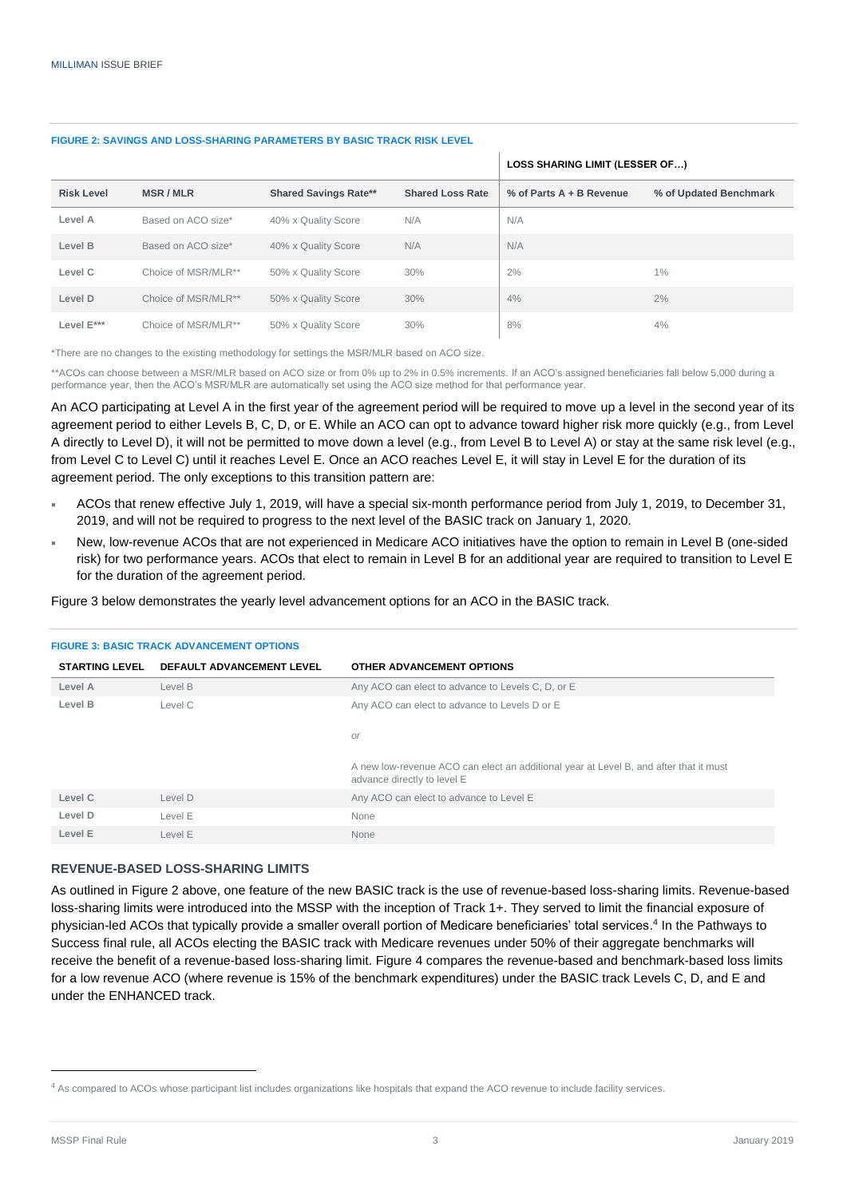**FIGURE 2: SAVINGS AND LOSS-SHARING PARAMETERS BY BASIC TRACK RISK LEVEL**

| | | | | LOSS SHARING LIMIT (LESSER OF…) | |
|---|---|---|---|---|---|
| **Risk Level** | **MSR / MLR** | **Shared Savings Rate**** | **Shared Loss Rate** | **% of Parts A + B Revenue** | **% of Updated Benchmark** |
| Level A | Based on ACO size* | 40% x Quality Score | N/A | N/A | |
| Level B | Based on ACO size* | 40% x Quality Score | N/A | N/A | |
| Level C | Choice of MSR/MLR** | 50% x Quality Score | 30% | 2% | 1% |
| Level D | Choice of MSR/MLR** | 50% x Quality Score | 30% | 4% | 2% |
| Level E*** | Choice of MSR/MLR** | 50% x Quality Score | 30% | 8% | 4% |

*There are no changes to the existing methodology for settings the MSR/MLR based on ACO size.

**ACOs can choose between a MSR/MLR based on ACO size or from 0% up to 2% in 0.5% increments. If an ACO's assigned beneficiaries fall below 5,000 during a performance year, then the ACO's MSR/MLR are automatically set using the ACO size method for that performance year.

An ACO participating at Level A in the first year of the agreement period will be required to move up a level in the second year of its agreement period to either Levels B, C, D, or E. While an ACO can opt to advance toward higher risk more quickly (e.g., from Level A directly to Level D), it will not be permitted to move down a level (e.g., from Level B to Level A) or stay at the same risk level (e.g., from Level C to Level C) until it reaches Level E. Once an ACO reaches Level E, it will stay in Level E for the duration of its agreement period. The only exceptions to this transition pattern are:

- ACOs that renew effective July 1, 2019, will have a special six-month performance period from July 1, 2019, to December 31, 2019, and will not be required to progress to the next level of the BASIC track on January 1, 2020.
- New, low-revenue ACOs that are not experienced in Medicare ACO initiatives have the option to remain in Level B (one-sided risk) for two performance years. ACOs that elect to remain in Level B for an additional year are required to transition to Level E for the duration of the agreement period.

Figure 3 below demonstrates the yearly level advancement options for an ACO in the BASIC track.

**FIGURE 3: BASIC TRACK ADVANCEMENT OPTIONS**

| STARTING LEVEL | DEFAULT ADVANCEMENT LEVEL | OTHER ADVANCEMENT OPTIONS |
|---|---|---|
| Level A | Level B | Any ACO can elect to advance to Levels C, D, or E |
| Level B | Level C | Any ACO can elect to advance to Levels D or E<br><br>*or*<br><br>A new low-revenue ACO can elect an additional year at Level B, and after that it must advance directly to level E |
| Level C | Level D | Any ACO can elect to advance to Level E |
| Level D | Level E | None |
| Level E | Level E | None |

### REVENUE-BASED LOSS-SHARING LIMITS

As outlined in Figure 2 above, one feature of the new BASIC track is the use of revenue-based loss-sharing limits. Revenue-based loss-sharing limits were introduced into the MSSP with the inception of Track 1+. They served to limit the financial exposure of physician-led ACOs that typically provide a smaller overall portion of Medicare beneficiaries' total services.[4] In the Pathways to Success final rule, all ACOs electing the BASIC track with Medicare revenues under 50% of their aggregate benchmarks will receive the benefit of a revenue-based loss-sharing limit. Figure 4 compares the revenue-based and benchmark-based loss limits for a low revenue ACO (where revenue is 15% of the benchmark expenditures) under the BASIC track Levels C, D, and E and under the ENHANCED track.

[4] As compared to ACOs whose participant list includes organizations like hospitals that expand the ACO revenue to include facility services.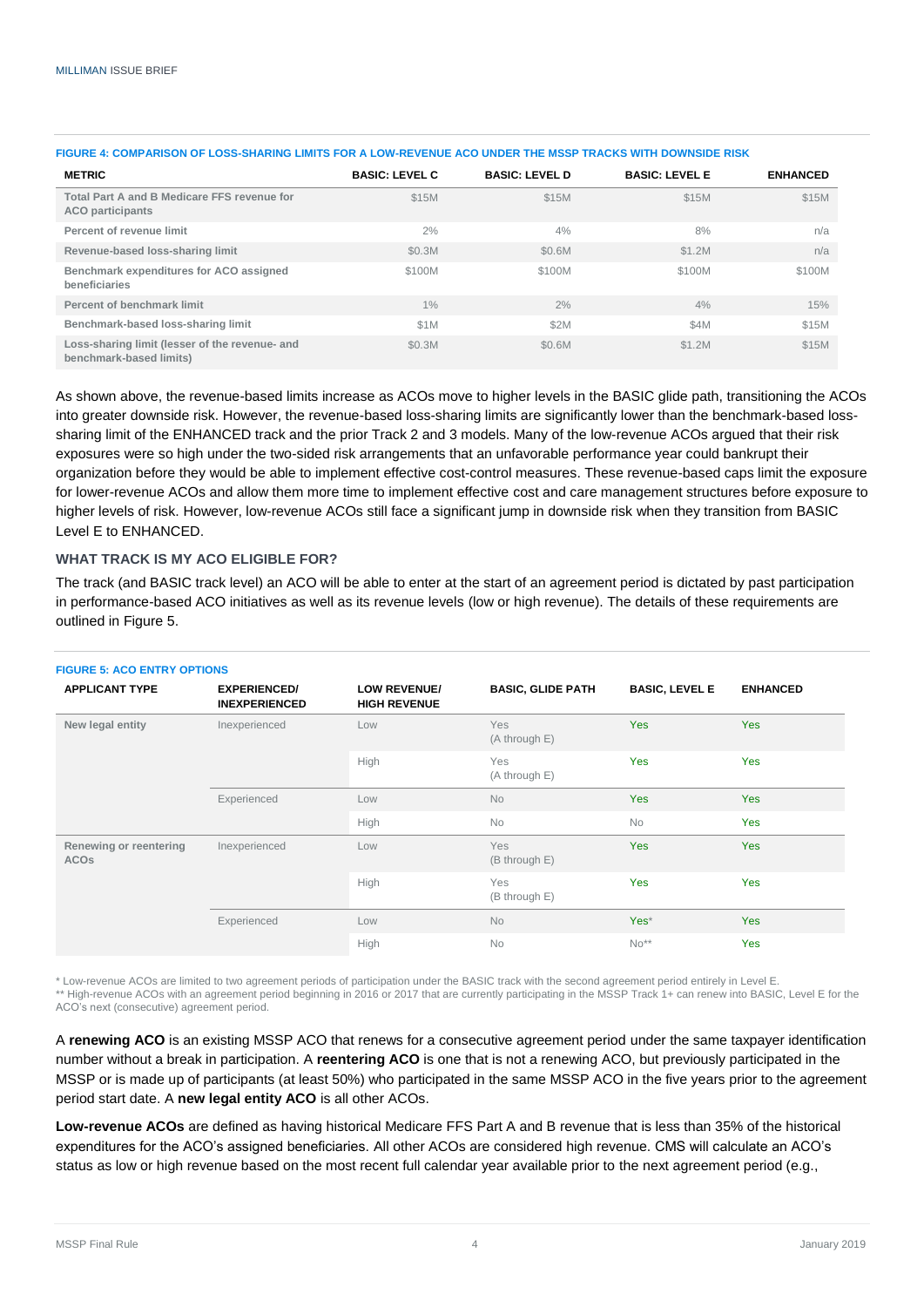**FIGURE 4: COMPARISON OF LOSS-SHARING LIMITS FOR A LOW-REVENUE ACO UNDER THE MSSP TRACKS WITH DOWNSIDE RISK**

| METRIC | BASIC: LEVEL C | BASIC: LEVEL D | BASIC: LEVEL E | ENHANCED |
|---|---|---|---|---|
| Total Part A and B Medicare FFS revenue for ACO participants | $15M | $15M | $15M | $15M |
| Percent of revenue limit | 2% | 4% | 8% | n/a |
| Revenue-based loss-sharing limit | $0.3M | $0.6M | $1.2M | n/a |
| Benchmark expenditures for ACO assigned beneficiaries | $100M | $100M | $100M | $100M |
| Percent of benchmark limit | 1% | 2% | 4% | 15% |
| Benchmark-based loss-sharing limit | $1M | $2M | $4M | $15M |
| Loss-sharing limit (lesser of the revenue- and benchmark-based limits) | $0.3M | $0.6M | $1.2M | $15M |

As shown above, the revenue-based limits increase as ACOs move to higher levels in the BASIC glide path, transitioning the ACOs into greater downside risk. However, the revenue-based loss-sharing limits are significantly lower than the benchmark-based loss-sharing limit of the ENHANCED track and the prior Track 2 and 3 models. Many of the low-revenue ACOs argued that their risk exposures were so high under the two-sided risk arrangements that an unfavorable performance year could bankrupt their organization before they would be able to implement effective cost-control measures. These revenue-based caps limit the exposure for lower-revenue ACOs and allow them more time to implement effective cost and care management structures before exposure to higher levels of risk. However, low-revenue ACOs still face a significant jump in downside risk when they transition from BASIC Level E to ENHANCED.

### WHAT TRACK IS MY ACO ELIGIBLE FOR?

The track (and BASIC track level) an ACO will be able to enter at the start of an agreement period is dictated by past participation in performance-based ACO initiatives as well as its revenue levels (low or high revenue). The details of these requirements are outlined in Figure 5.

**FIGURE 5: ACO ENTRY OPTIONS**

| APPLICANT TYPE | EXPERIENCED/ INEXPERIENCED | LOW REVENUE/ HIGH REVENUE | BASIC, GLIDE PATH | BASIC, LEVEL E | ENHANCED |
|---|---|---|---|---|---|
| New legal entity | Inexperienced | Low | Yes (A through E) | Yes | Yes |
| | | High | Yes (A through E) | Yes | Yes |
| | Experienced | Low | No | Yes | Yes |
| | | High | No | No | Yes |
| Renewing or reentering ACOs | Inexperienced | Low | Yes (B through E) | Yes | Yes |
| | | High | Yes (B through E) | Yes | Yes |
| | Experienced | Low | No | Yes* | Yes |
| | | High | No | No** | Yes |

\* Low-revenue ACOs are limited to two agreement periods of participation under the BASIC track with the second agreement period entirely in Level E.
\*\* High-revenue ACOs with an agreement period beginning in 2016 or 2017 that are currently participating in the MSSP Track 1+ can renew into BASIC, Level E for the ACO's next (consecutive) agreement period.

A **renewing ACO** is an existing MSSP ACO that renews for a consecutive agreement period under the same taxpayer identification number without a break in participation. A **reentering ACO** is one that is not a renewing ACO, but previously participated in the MSSP or is made up of participants (at least 50%) who participated in the same MSSP ACO in the five years prior to the agreement period start date. A **new legal entity ACO** is all other ACOs.

**Low-revenue ACOs** are defined as having historical Medicare FFS Part A and B revenue that is less than 35% of the historical expenditures for the ACO's assigned beneficiaries. All other ACOs are considered high revenue. CMS will calculate an ACO's status as low or high revenue based on the most recent full calendar year available prior to the next agreement period (e.g.,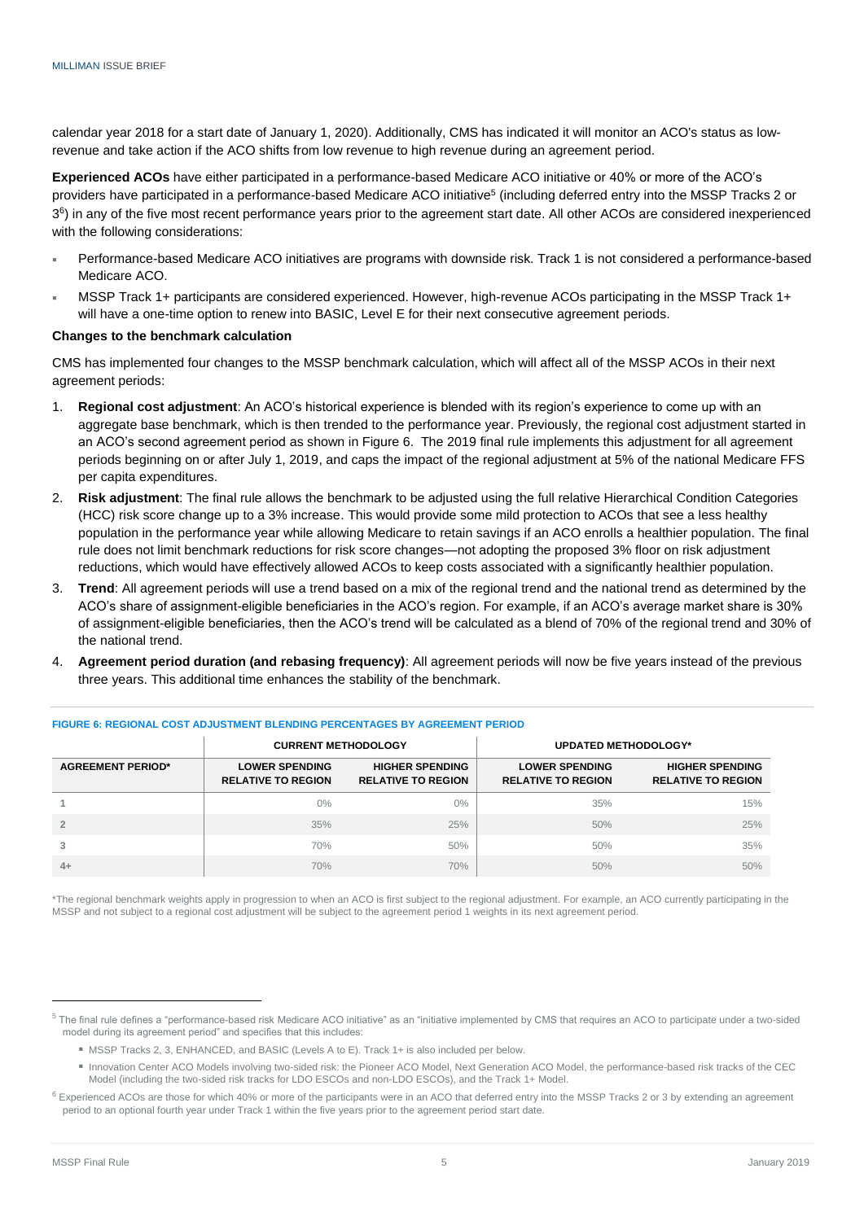calendar year 2018 for a start date of January 1, 2020). Additionally, CMS has indicated it will monitor an ACO's status as low-revenue and take action if the ACO shifts from low revenue to high revenue during an agreement period.

**Experienced ACOs** have either participated in a performance-based Medicare ACO initiative or 40% or more of the ACO's providers have participated in a performance-based Medicare ACO initiative[5] (including deferred entry into the MSSP Tracks 2 or 3[6]) in any of the five most recent performance years prior to the agreement start date. All other ACOs are considered inexperienced with the following considerations:

- Performance-based Medicare ACO initiatives are programs with downside risk. Track 1 is not considered a performance-based Medicare ACO.
- MSSP Track 1+ participants are considered experienced. However, high-revenue ACOs participating in the MSSP Track 1+ will have a one-time option to renew into BASIC, Level E for their next consecutive agreement periods.

### Changes to the benchmark calculation

CMS has implemented four changes to the MSSP benchmark calculation, which will affect all of the MSSP ACOs in their next agreement periods:

1. **Regional cost adjustment**: An ACO's historical experience is blended with its region's experience to come up with an aggregate base benchmark, which is then trended to the performance year. Previously, the regional cost adjustment started in an ACO's second agreement period as shown in Figure 6. The 2019 final rule implements this adjustment for all agreement periods beginning on or after July 1, 2019, and caps the impact of the regional adjustment at 5% of the national Medicare FFS per capita expenditures.
2. **Risk adjustment**: The final rule allows the benchmark to be adjusted using the full relative Hierarchical Condition Categories (HCC) risk score change up to a 3% increase. This would provide some mild protection to ACOs that see a less healthy population in the performance year while allowing Medicare to retain savings if an ACO enrolls a healthier population. The final rule does not limit benchmark reductions for risk score changes—not adopting the proposed 3% floor on risk adjustment reductions, which would have effectively allowed ACOs to keep costs associated with a significantly healthier population.
3. **Trend**: All agreement periods will use a trend based on a mix of the regional trend and the national trend as determined by the ACO's share of assignment-eligible beneficiaries in the ACO's region. For example, if an ACO's average market share is 30% of assignment-eligible beneficiaries, then the ACO's trend will be calculated as a blend of 70% of the regional trend and 30% of the national trend.
4. **Agreement period duration (and rebasing frequency)**: All agreement periods will now be five years instead of the previous three years. This additional time enhances the stability of the benchmark.

**FIGURE 6: REGIONAL COST ADJUSTMENT BLENDING PERCENTAGES BY AGREEMENT PERIOD**

| | CURRENT METHODOLOGY | | UPDATED METHODOLOGY* | |
|---|---|---|---|---|
| AGREEMENT PERIOD* | LOWER SPENDING RELATIVE TO REGION | HIGHER SPENDING RELATIVE TO REGION | LOWER SPENDING RELATIVE TO REGION | HIGHER SPENDING RELATIVE TO REGION |
| 1 | 0% | 0% | 35% | 15% |
| 2 | 35% | 25% | 50% | 25% |
| 3 | 70% | 50% | 50% | 35% |
| 4+ | 70% | 70% | 50% | 50% |

*The regional benchmark weights apply in progression to when an ACO is first subject to the regional adjustment. For example, an ACO currently participating in the MSSP and not subject to a regional cost adjustment will be subject to the agreement period 1 weights in its next agreement period.

---

[5] The final rule defines a "performance-based risk Medicare ACO initiative" as an "initiative implemented by CMS that requires an ACO to participate under a two-sided model during its agreement period" and specifies that this includes:

- MSSP Tracks 2, 3, ENHANCED, and BASIC (Levels A to E). Track 1+ is also included per below.
- Innovation Center ACO Models involving two-sided risk: the Pioneer ACO Model, Next Generation ACO Model, the performance-based risk tracks of the CEC Model (including the two-sided risk tracks for LDO ESCOs and non-LDO ESCOs), and the Track 1+ Model.

[6] Experienced ACOs are those for which 40% or more of the participants were in an ACO that deferred entry into the MSSP Tracks 2 or 3 by extending an agreement period to an optional fourth year under Track 1 within the five years prior to the agreement period start date.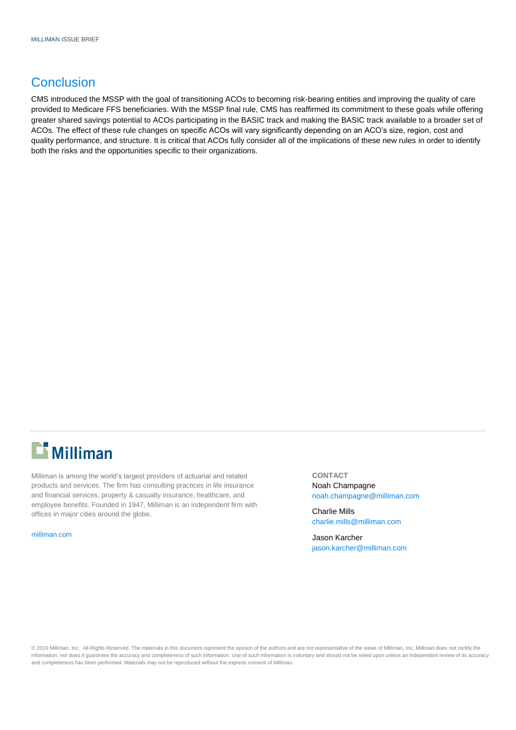## Conclusion

CMS introduced the MSSP with the goal of transitioning ACOs to becoming risk-bearing entities and improving the quality of care provided to Medicare FFS beneficiaries. With the MSSP final rule, CMS has reaffirmed its commitment to these goals while offering greater shared savings potential to ACOs participating in the BASIC track and making the BASIC track available to a broader set of ACOs. The effect of these rule changes on specific ACOs will vary significantly depending on an ACO's size, region, cost and quality performance, and structure. It is critical that ACOs fully consider all of the implications of these new rules in order to identify both the risks and the opportunities specific to their organizations.

Milliman

Milliman is among the world's largest providers of actuarial and related products and services. The firm has consulting practices in life insurance and financial services, property & casualty insurance, healthcare, and employee benefits. Founded in 1947, Milliman is an independent firm with offices in major cities around the globe.

milliman.com

**CONTACT**

Noah Champagne
noah.champagne@milliman.com

Charlie Mills
charlie.mills@milliman.com

Jason Karcher
jason.karcher@milliman.com

© 2019 Milliman, Inc. All Rights Reserved. The materials in this document represent the opinion of the authors and are not representative of the views of Milliman, Inc. Milliman does not certify the information, nor does it guarantee the accuracy and completeness of such information. Use of such information is voluntary and should not be relied upon unless an independent review of its accuracy and completeness has been performed. Materials may not be reproduced without the express consent of Milliman.